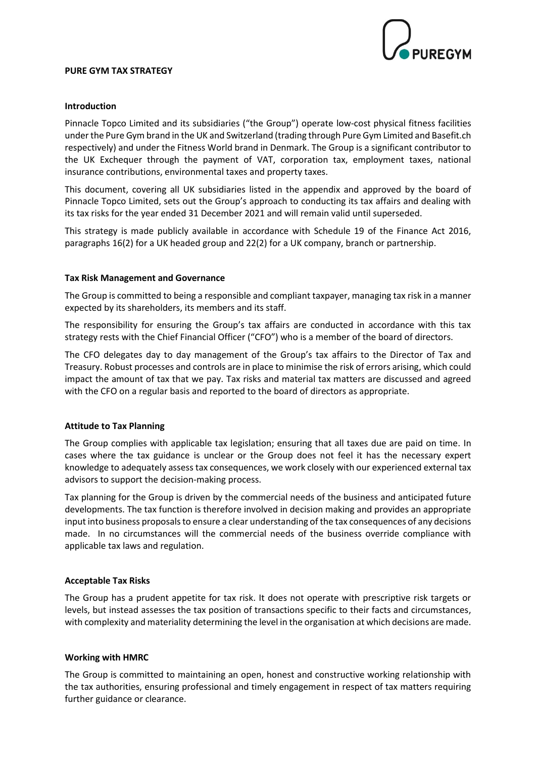# PURE GYM TAX STRATEGY

## Introduction

Pinnacle Topco Limited and its subsidiaries ("the Group") operate low-cost physical fitness facilities under the Pure Gym brand in the UK and Switzerland (trading through Pure Gym Limited and Basefit.ch respectively) and under the Fitness World brand in Denmark. The Group is a significant contributor to the UK Exchequer through the payment of VAT, corporation tax, employment taxes, national insurance contributions, environmental taxes and property taxes.

This document, covering all UK subsidiaries listed in the appendix and approved by the board of Pinnacle Topco Limited, sets out the Group's approach to conducting its tax affairs and dealing with its tax risks for the year ended 31 December 2021 and will remain valid until superseded.

This strategy is made publicly available in accordance with Schedule 19 of the Finance Act 2016, paragraphs 16(2) for a UK headed group and 22(2) for a UK company, branch or partnership.

## Tax Risk Management and Governance

The Group is committed to being a responsible and compliant taxpayer, managing tax risk in a manner expected by its shareholders, its members and its staff.

The responsibility for ensuring the Group's tax affairs are conducted in accordance with this tax strategy rests with the Chief Financial Officer ("CFO") who is a member of the board of directors.

The CFO delegates day to day management of the Group's tax affairs to the Director of Tax and Treasury. Robust processes and controls are in place to minimise the risk of errors arising, which could impact the amount of tax that we pay. Tax risks and material tax matters are discussed and agreed with the CFO on a regular basis and reported to the board of directors as appropriate.

## Attitude to Tax Planning

The Group complies with applicable tax legislation; ensuring that all taxes due are paid on time. In cases where the tax guidance is unclear or the Group does not feel it has the necessary expert knowledge to adequately assess tax consequences, we work closely with our experienced external tax advisors to support the decision-making process.

Tax planning for the Group is driven by the commercial needs of the business and anticipated future developments. The tax function is therefore involved in decision making and provides an appropriate input into business proposals to ensure a clear understanding of the tax consequences of any decisions made. In no circumstances will the commercial needs of the business override compliance with applicable tax laws and regulation.

## Acceptable Tax Risks

The Group has a prudent appetite for tax risk. It does not operate with prescriptive risk targets or levels, but instead assesses the tax position of transactions specific to their facts and circumstances, with complexity and materiality determining the level in the organisation at which decisions are made.

## Working with HMRC

The Group is committed to maintaining an open, honest and constructive working relationship with the tax authorities, ensuring professional and timely engagement in respect of tax matters requiring further guidance or clearance.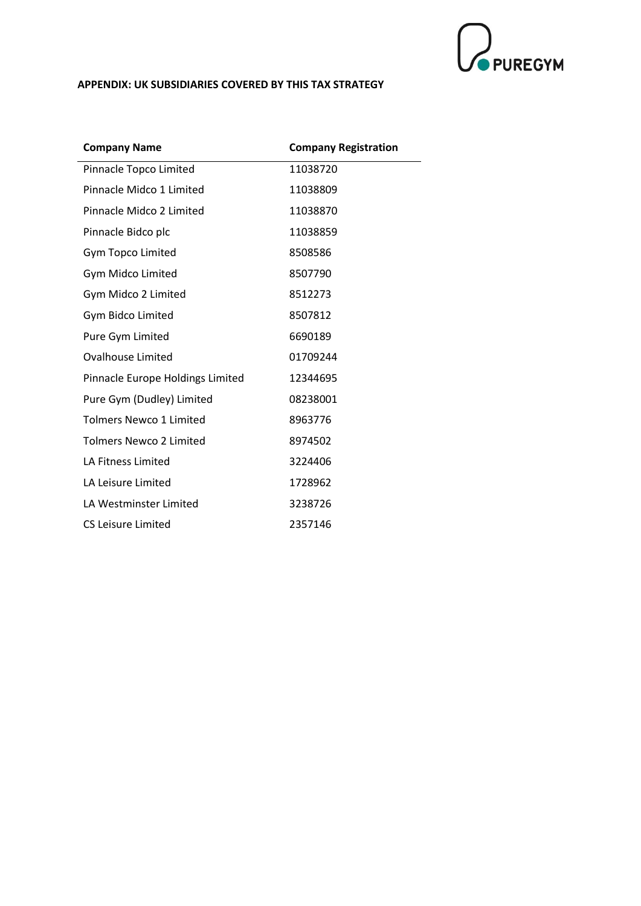**APPENDIX: UK SUBSIDIARIES COVERED BY THIS TAX STRATEGY**

| Company Name | Company Registration |
|---|---|
| Pinnacle Topco Limited | 11038720 |
| Pinnacle Midco 1 Limited | 11038809 |
| Pinnacle Midco 2 Limited | 11038870 |
| Pinnacle Bidco plc | 11038859 |
| Gym Topco Limited | 8508586 |
| Gym Midco Limited | 8507790 |
| Gym Midco 2 Limited | 8512273 |
| Gym Bidco Limited | 8507812 |
| Pure Gym Limited | 6690189 |
| Ovalhouse Limited | 01709244 |
| Pinnacle Europe Holdings Limited | 12344695 |
| Pure Gym (Dudley) Limited | 08238001 |
| Tolmers Newco 1 Limited | 8963776 |
| Tolmers Newco 2 Limited | 8974502 |
| LA Fitness Limited | 3224406 |
| LA Leisure Limited | 1728962 |
| LA Westminster Limited | 3238726 |
| CS Leisure Limited | 2357146 |